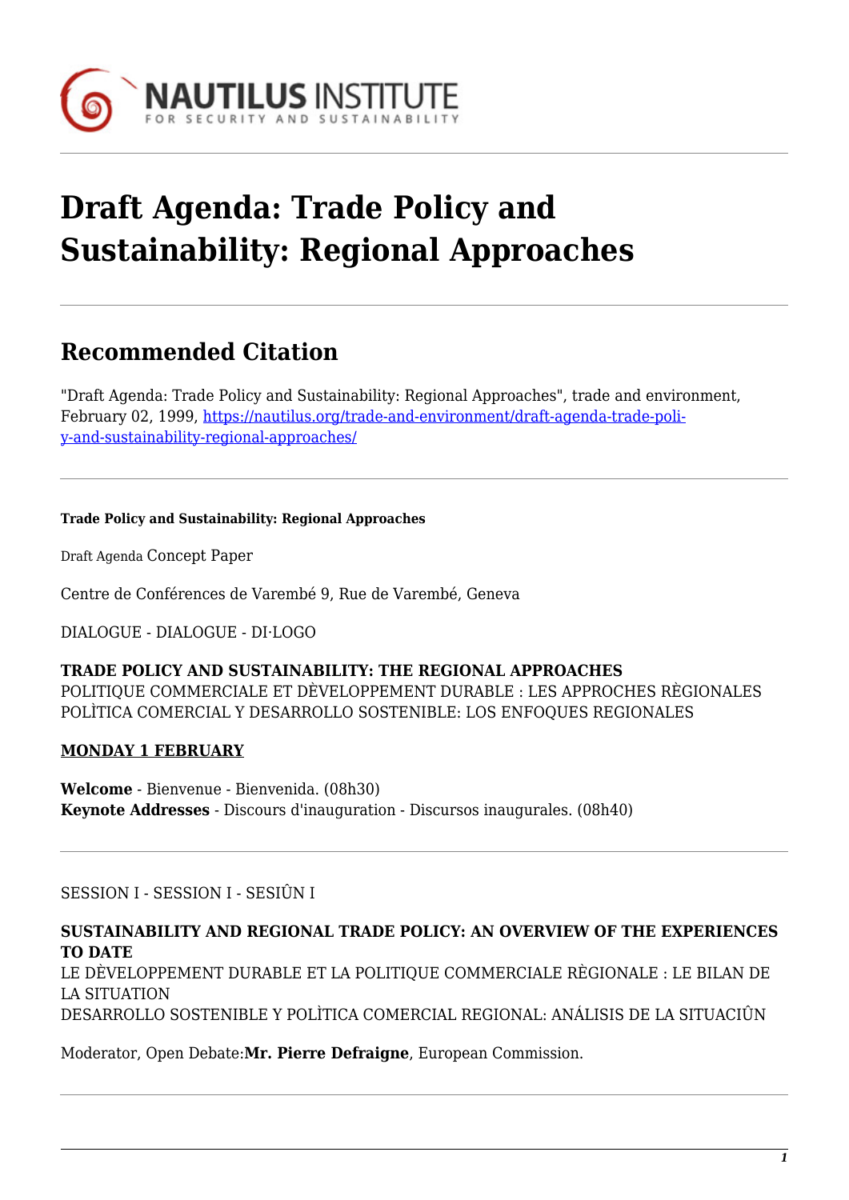# Draft Agenda: Trade Policy and Sustainability: Regional Approaches

## Recommended Citation

"Draft Agenda: Trade Policy and Sustainability: Regional Approaches", trade and environment, February 02, 1999, https://nautilus.org/trade-and-environment/draft-agenda-trade-policy-and-sustainability-regional-approaches/

---

**Trade Policy and Sustainability: Regional Approaches**

Draft Agenda Concept Paper

Centre de Conférences de Varembé 9, Rue de Varembé, Geneva

DIALOGUE - DIALOGUE - DI·LOGO

**TRADE POLICY AND SUSTAINABILITY: THE REGIONAL APPROACHES**
POLITIQUE COMMERCIALE ET DÈVELOPPEMENT DURABLE : LES APPROCHES RÈGIONALES
POLÌTICA COMERCIAL Y DESARROLLO SOSTENIBLE: LOS ENFOQUES REGIONALES

**MONDAY 1 FEBRUARY**

**Welcome** - Bienvenue - Bienvenida. (08h30)
**Keynote Addresses** - Discours d'inauguration - Discursos inaugurales. (08h40)

---

SESSION I - SESSION I - SESIÛN I

**SUSTAINABILITY AND REGIONAL TRADE POLICY: AN OVERVIEW OF THE EXPERIENCES TO DATE**
LE DÈVELOPPEMENT DURABLE ET LA POLITIQUE COMMERCIALE RÈGIONALE : LE BILAN DE LA SITUATION
DESARROLLO SOSTENIBLE Y POLÌTICA COMERCIAL REGIONAL: ANÁLISIS DE LA SITUACIÛN

Moderator, Open Debate:**Mr. Pierre Defraigne**, European Commission.

---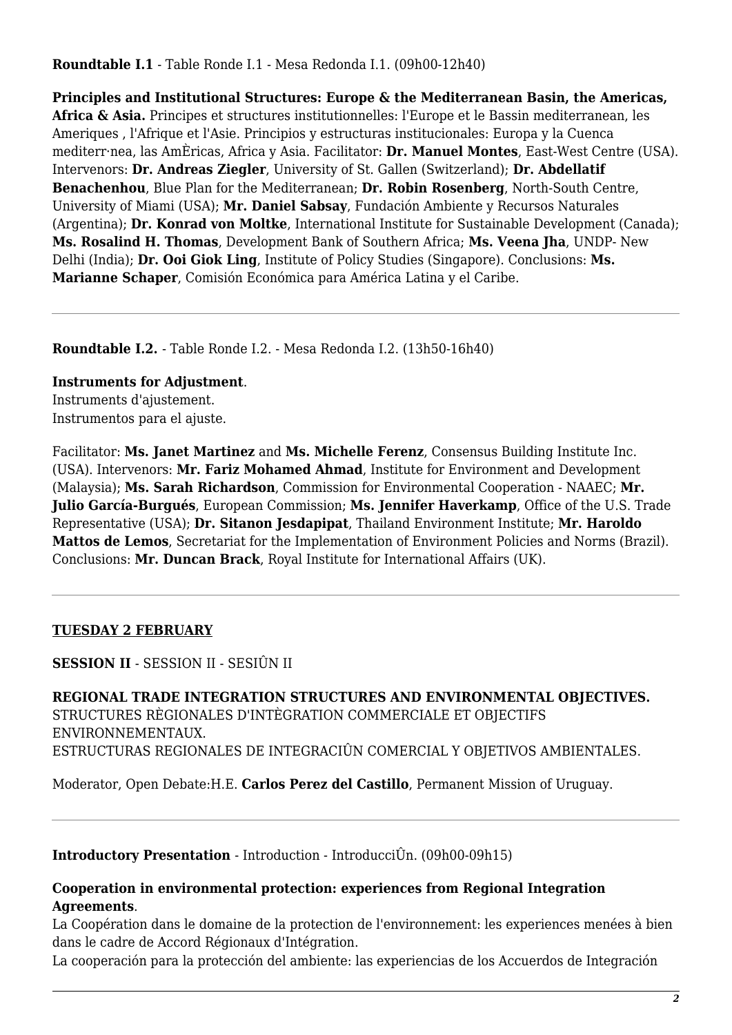**Roundtable I.1** - Table Ronde I.1 - Mesa Redonda I.1. (09h00-12h40)

**Principles and Institutional Structures: Europe & the Mediterranean Basin, the Americas, Africa & Asia.** Principes et structures institutionnelles: l'Europe et le Bassin mediterranean, les Ameriques , l'Afrique et l'Asie. Principios y estructuras institucionales: Europa y la Cuenca mediterr·nea, las AmÈricas, Africa y Asia. Facilitator: **Dr. Manuel Montes**, East-West Centre (USA). Intervenors: **Dr. Andreas Ziegler**, University of St. Gallen (Switzerland); **Dr. Abdellatif Benachenhou**, Blue Plan for the Mediterranean; **Dr. Robin Rosenberg**, North-South Centre, University of Miami (USA); **Mr. Daniel Sabsay**, Fundación Ambiente y Recursos Naturales (Argentina); **Dr. Konrad von Moltke**, International Institute for Sustainable Development (Canada); **Ms. Rosalind H. Thomas**, Development Bank of Southern Africa; **Ms. Veena Jha**, UNDP- New Delhi (India); **Dr. Ooi Giok Ling**, Institute of Policy Studies (Singapore). Conclusions: **Ms. Marianne Schaper**, Comisión Económica para América Latina y el Caribe.

---

**Roundtable I.2.** - Table Ronde I.2. - Mesa Redonda I.2. (13h50-16h40)

**Instruments for Adjustment**.
Instruments d'ajustement.
Instrumentos para el ajuste.

Facilitator: **Ms. Janet Martinez** and **Ms. Michelle Ferenz**, Consensus Building Institute Inc. (USA). Intervenors: **Mr. Fariz Mohamed Ahmad**, Institute for Environment and Development (Malaysia); **Ms. Sarah Richardson**, Commission for Environmental Cooperation - NAAEC; **Mr. Julio García-Burgués**, European Commission; **Ms. Jennifer Haverkamp**, Office of the U.S. Trade Representative (USA); **Dr. Sitanon Jesdapipat**, Thailand Environment Institute; **Mr. Haroldo Mattos de Lemos**, Secretariat for the Implementation of Environment Policies and Norms (Brazil). Conclusions: **Mr. Duncan Brack**, Royal Institute for International Affairs (UK).

---

**TUESDAY 2 FEBRUARY**

**SESSION II** - SESSION II - SESIÛN II

**REGIONAL TRADE INTEGRATION STRUCTURES AND ENVIRONMENTAL OBJECTIVES.**
STRUCTURES RÈGIONALES D'INTÈGRATION COMMERCIALE ET OBJECTIFS ENVIRONNEMENTAUX.
ESTRUCTURAS REGIONALES DE INTEGRACIÛN COMERCIAL Y OBJETIVOS AMBIENTALES.

Moderator, Open Debate:H.E. **Carlos Perez del Castillo**, Permanent Mission of Uruguay.

---

**Introductory Presentation** - Introduction - IntroducciÛn. (09h00-09h15)

**Cooperation in environmental protection: experiences from Regional Integration Agreements**.
La Coopération dans le domaine de la protection de l'environnement: les experiences menées à bien dans le cadre de Accord Régionaux d'Intégration.
La cooperación para la protección del ambiente: las experiencias de los Acuerdos de Integración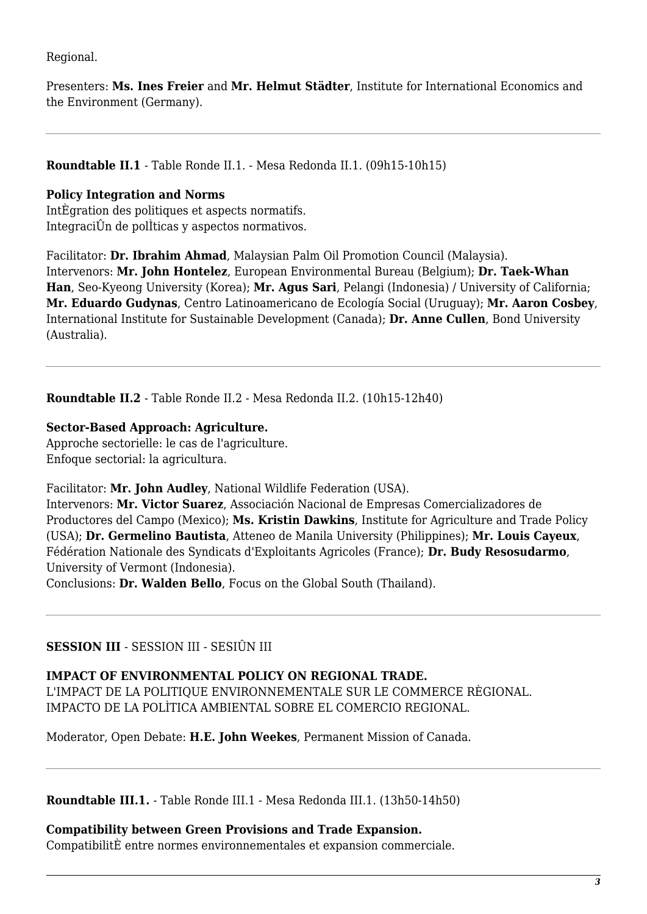Regional.

Presenters: **Ms. Ines Freier** and **Mr. Helmut Städter**, Institute for International Economics and the Environment (Germany).

---

**Roundtable II.1** - Table Ronde II.1. - Mesa Redonda II.1. (09h15-10h15)

**Policy Integration and Norms**
IntÈgration des politiques et aspects normatifs.
IntegraciÛn de polÌticas y aspectos normativos.

Facilitator: **Dr. Ibrahim Ahmad**, Malaysian Palm Oil Promotion Council (Malaysia).
Intervenors: **Mr. John Hontelez**, European Environmental Bureau (Belgium); **Dr. Taek-Whan Han**, Seo-Kyeong University (Korea); **Mr. Agus Sari**, Pelangi (Indonesia) / University of California; **Mr. Eduardo Gudynas**, Centro Latinoamericano de Ecología Social (Uruguay); **Mr. Aaron Cosbey**, International Institute for Sustainable Development (Canada); **Dr. Anne Cullen**, Bond University (Australia).

---

**Roundtable II.2** - Table Ronde II.2 - Mesa Redonda II.2. (10h15-12h40)

**Sector-Based Approach: Agriculture.**
Approche sectorielle: le cas de l'agriculture.
Enfoque sectorial: la agricultura.

Facilitator: **Mr. John Audley**, National Wildlife Federation (USA).
Intervenors: **Mr. Victor Suarez**, Associación Nacional de Empresas Comercializadores de Productores del Campo (Mexico); **Ms. Kristin Dawkins**, Institute for Agriculture and Trade Policy (USA); **Dr. Germelino Bautista**, Atteneo de Manila University (Philippines); **Mr. Louis Cayeux**, Fédération Nationale des Syndicats d'Exploitants Agricoles (France); **Dr. Budy Resosudarmo**, University of Vermont (Indonesia).
Conclusions: **Dr. Walden Bello**, Focus on the Global South (Thailand).

---

**SESSION III** - SESSION III - SESIÛN III

**IMPACT OF ENVIRONMENTAL POLICY ON REGIONAL TRADE.**
L'IMPACT DE LA POLITIQUE ENVIRONNEMENTALE SUR LE COMMERCE RÈGIONAL.
IMPACTO DE LA POLÌTICA AMBIENTAL SOBRE EL COMERCIO REGIONAL.

Moderator, Open Debate: **H.E. John Weekes**, Permanent Mission of Canada.

---

**Roundtable III.1.** - Table Ronde III.1 - Mesa Redonda III.1. (13h50-14h50)

**Compatibility between Green Provisions and Trade Expansion.**
CompatibilitÈ entre normes environnementales et expansion commerciale.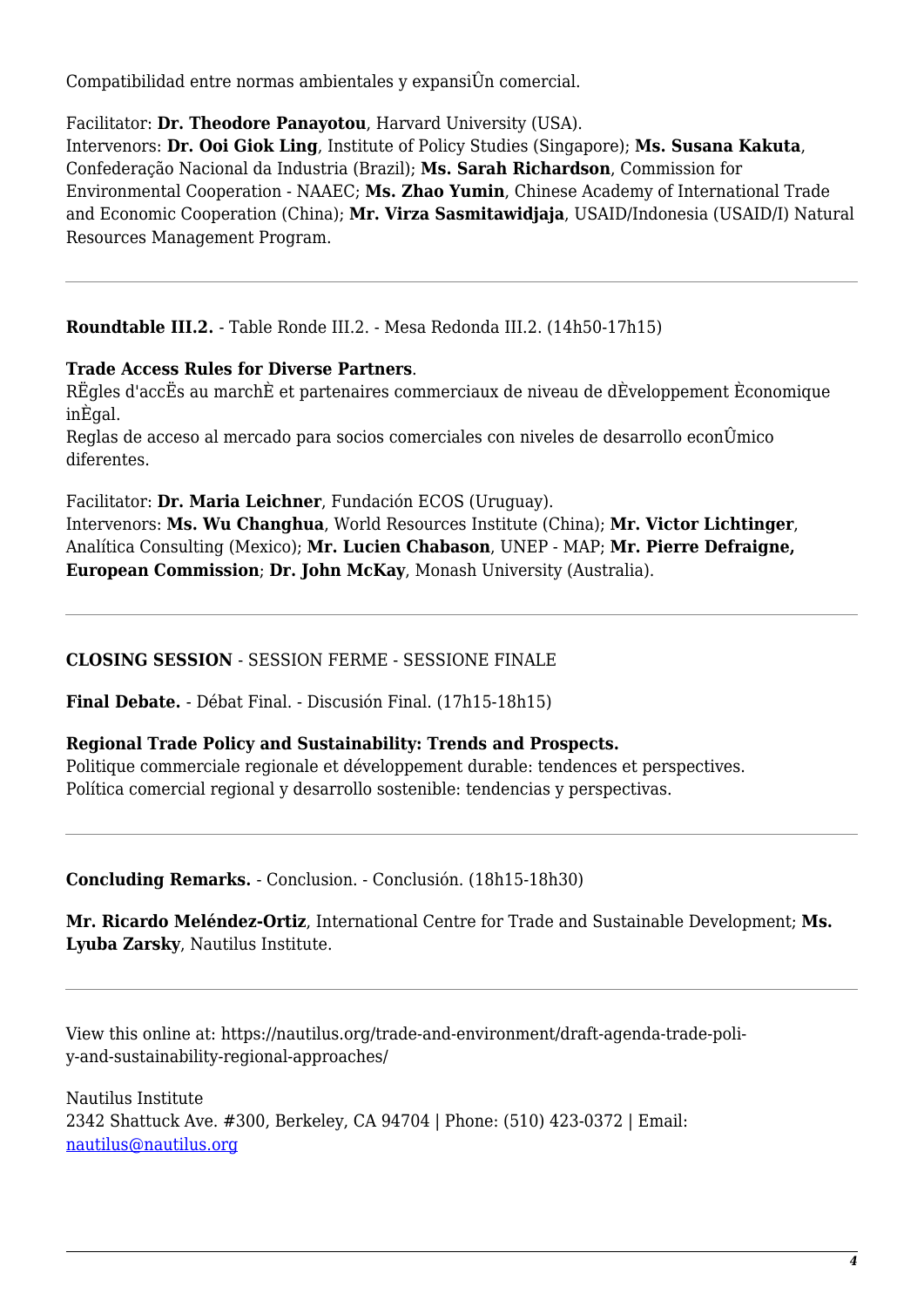Compatibilidad entre normas ambientales y expansiÛn comercial.

Facilitator: **Dr. Theodore Panayotou**, Harvard University (USA).
Intervenors: **Dr. Ooi Giok Ling**, Institute of Policy Studies (Singapore); **Ms. Susana Kakuta**, Confederação Nacional da Industria (Brazil); **Ms. Sarah Richardson**, Commission for Environmental Cooperation - NAAEC; **Ms. Zhao Yumin**, Chinese Academy of International Trade and Economic Cooperation (China); **Mr. Virza Sasmitawidjaja**, USAID/Indonesia (USAID/I) Natural Resources Management Program.

---

**Roundtable III.2.** - Table Ronde III.2. - Mesa Redonda III.2. (14h50-17h15)

**Trade Access Rules for Diverse Partners**.
RËgles d'accËs au marchÈ et partenaires commerciaux de niveau de dÈveloppement Èconomique inÈgal.
Reglas de acceso al mercado para socios comerciales con niveles de desarrollo econÛmico diferentes.

Facilitator: **Dr. Maria Leichner**, Fundación ECOS (Uruguay).
Intervenors: **Ms. Wu Changhua**, World Resources Institute (China); **Mr. Victor Lichtinger**, Analítica Consulting (Mexico); **Mr. Lucien Chabason**, UNEP - MAP; **Mr. Pierre Defraigne, European Commission**; **Dr. John McKay**, Monash University (Australia).

---

**CLOSING SESSION** - SESSION FERME - SESSIONE FINALE

**Final Debate.** - Débat Final. - Discusión Final. (17h15-18h15)

**Regional Trade Policy and Sustainability: Trends and Prospects.**
Politique commerciale regionale et développement durable: tendences et perspectives.
Política comercial regional y desarrollo sostenible: tendencias y perspectivas.

---

**Concluding Remarks.** - Conclusion. - Conclusión. (18h15-18h30)

**Mr. Ricardo Meléndez-Ortiz**, International Centre for Trade and Sustainable Development; **Ms. Lyuba Zarsky**, Nautilus Institute.

---

View this online at: https://nautilus.org/trade-and-environment/draft-agenda-trade-poli-y-and-sustainability-regional-approaches/

Nautilus Institute
2342 Shattuck Ave. #300, Berkeley, CA 94704 | Phone: (510) 423-0372 | Email: nautilus@nautilus.org